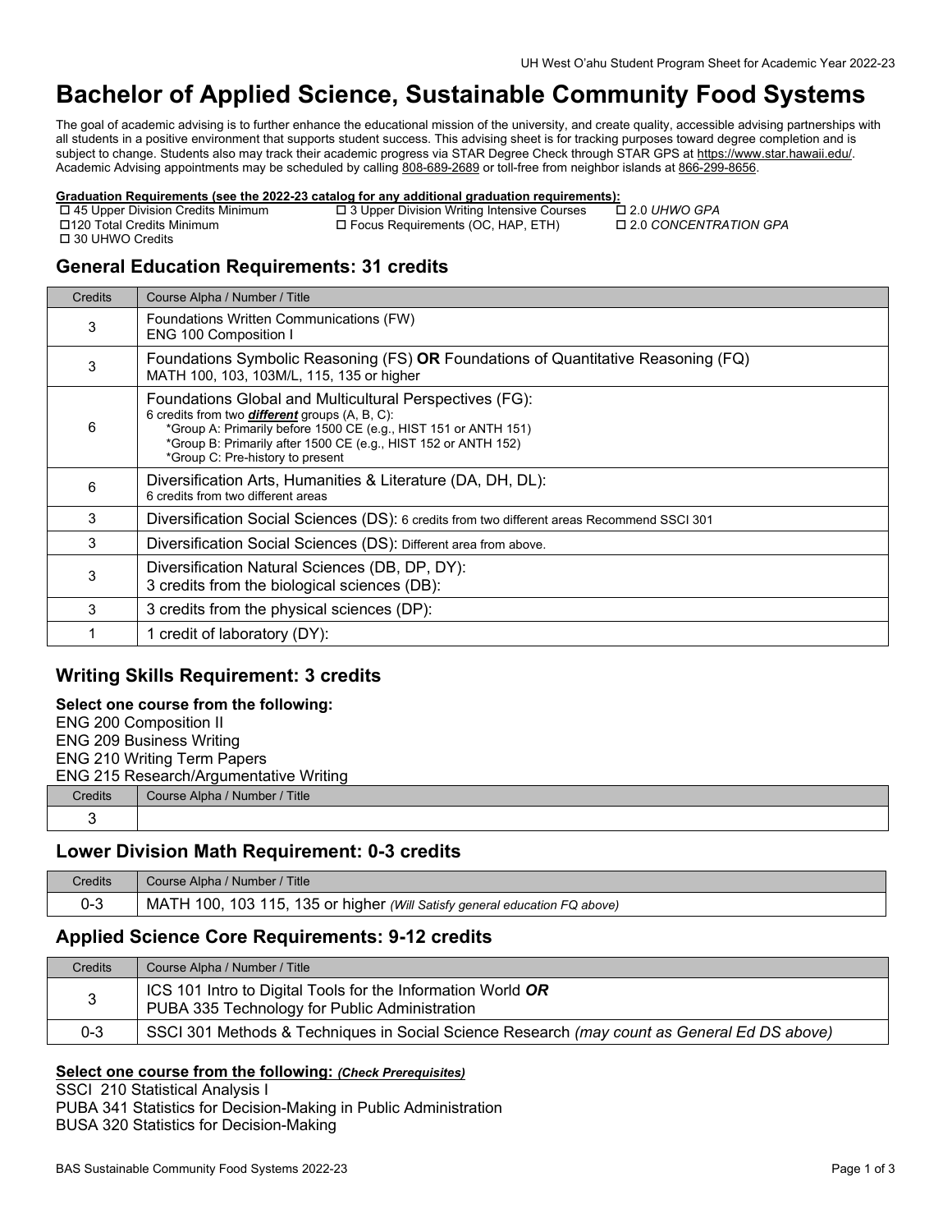# Bachelor of Applied Science, Sustainable Community Food Systems

The goal of academic advising is to further enhance the educational mission of the university, and create quality, accessible advising partnerships with all students in a positive environment that supports student success. This advising sheet is for tracking purposes toward degree completion and is subject to change. Students also may track their academic progress via STAR Degree Check through STAR GPS at https://www.star.hawaii.edu/. Academic Advising appointments may be scheduled by calling 808-689-2689 or toll-free from neighbor islands at 866-299-8656.

**Graduation Requirements (see the 2022-23 catalog for any additional graduation requirements):**

- ☐ 45 Upper Division Credits Minimum
- ☐ 120 Total Credits Minimum
- ☐ 30 UHWO Credits
- ☐ 3 Upper Division Writing Intensive Courses
- ☐ Focus Requirements (OC, HAP, ETH)
- ☐ 2.0 *UHWO GPA*
- ☐ 2.0 *CONCENTRATION GPA*

## General Education Requirements: 31 credits

| Credits | Course Alpha / Number / Title |
|---|---|
| 3 | Foundations Written Communications (FW)<br>ENG 100 Composition I |
| 3 | Foundations Symbolic Reasoning (FS) **OR** Foundations of Quantitative Reasoning (FQ)<br>MATH 100, 103, 103M/L, 115, 135 or higher |
| 6 | Foundations Global and Multicultural Perspectives (FG):<br>6 credits from two ***different*** groups (A, B, C):<br>*Group A: Primarily before 1500 CE (e.g., HIST 151 or ANTH 151)<br>*Group B: Primarily after 1500 CE (e.g., HIST 152 or ANTH 152)<br>*Group C: Pre-history to present |
| 6 | Diversification Arts, Humanities & Literature (DA, DH, DL):<br>6 credits from two different areas |
| 3 | Diversification Social Sciences (DS): 6 credits from two different areas Recommend SSCI 301 |
| 3 | Diversification Social Sciences (DS): Different area from above. |
| 3 | Diversification Natural Sciences (DB, DP, DY):<br>3 credits from the biological sciences (DB): |
| 3 | 3 credits from the physical sciences (DP): |
| 1 | 1 credit of laboratory (DY): |

## Writing Skills Requirement: 3 credits

**Select one course from the following:**

ENG 200 Composition II
ENG 209 Business Writing
ENG 210 Writing Term Papers
ENG 215 Research/Argumentative Writing

| Credits | Course Alpha / Number / Title |
|---|---|
| 3 | |

## Lower Division Math Requirement: 0-3 credits

| Credits | Course Alpha / Number / Title |
|---|---|
| 0-3 | MATH 100, 103 115, 135 or higher *(Will Satisfy general education FQ above)* |

## Applied Science Core Requirements: 9-12 credits

| Credits | Course Alpha / Number / Title |
|---|---|
| 3 | ICS 101 Intro to Digital Tools for the Information World ***OR***<br>PUBA 335 Technology for Public Administration |
| 0-3 | SSCI 301 Methods & Techniques in Social Science Research *(may count as General Ed DS above)* |

**Select one course from the following:** ***(Check Prerequisites)***

SSCI 210 Statistical Analysis I
PUBA 341 Statistics for Decision-Making in Public Administration
BUSA 320 Statistics for Decision-Making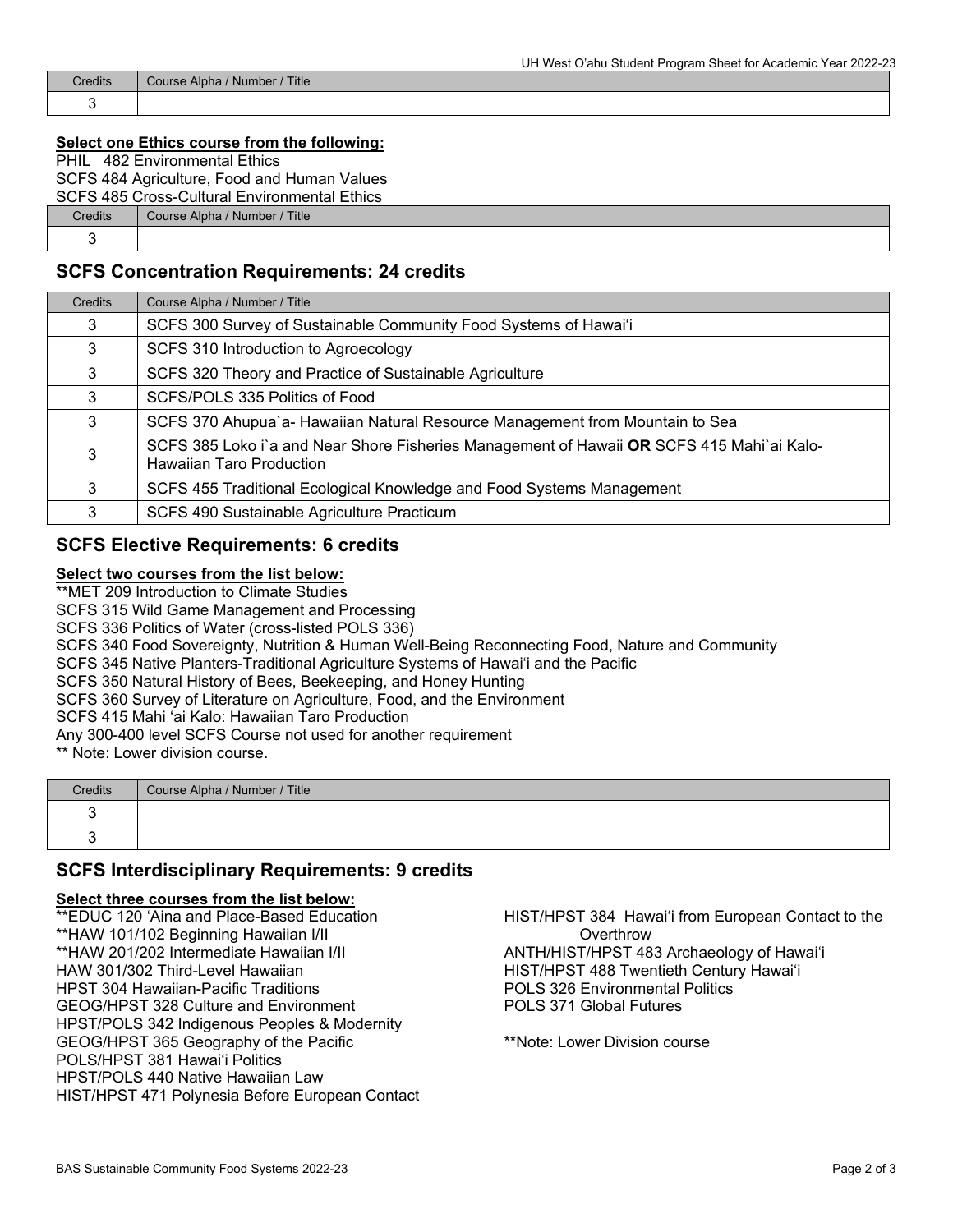| Credits | Course Alpha / Number / Title |
|---|---|
| 3 | |

**Select one Ethics course from the following:**

PHIL 482 Environmental Ethics
SCFS 484 Agriculture, Food and Human Values
SCFS 485 Cross-Cultural Environmental Ethics

| Credits | Course Alpha / Number / Title |
|---|---|
| 3 | |

## SCFS Concentration Requirements: 24 credits

| Credits | Course Alpha / Number / Title |
|---|---|
| 3 | SCFS 300 Survey of Sustainable Community Food Systems of Hawaiʻi |
| 3 | SCFS 310 Introduction to Agroecology |
| 3 | SCFS 320 Theory and Practice of Sustainable Agriculture |
| 3 | SCFS/POLS 335 Politics of Food |
| 3 | SCFS 370 Ahupua`a- Hawaiian Natural Resource Management from Mountain to Sea |
| 3 | SCFS 385 Loko i`a and Near Shore Fisheries Management of Hawaii **OR** SCFS 415 Mahi`ai Kalo- Hawaiian Taro Production |
| 3 | SCFS 455 Traditional Ecological Knowledge and Food Systems Management |
| 3 | SCFS 490 Sustainable Agriculture Practicum |

## SCFS Elective Requirements: 6 credits

**Select two courses from the list below:**

**MET 209 Introduction to Climate Studies
SCFS 315 Wild Game Management and Processing
SCFS 336 Politics of Water (cross-listed POLS 336)
SCFS 340 Food Sovereignty, Nutrition & Human Well-Being Reconnecting Food, Nature and Community
SCFS 345 Native Planters-Traditional Agriculture Systems of Hawaiʻi and the Pacific
SCFS 350 Natural History of Bees, Beekeeping, and Honey Hunting
SCFS 360 Survey of Literature on Agriculture, Food, and the Environment
SCFS 415 Mahi ʻai Kalo: Hawaiian Taro Production
Any 300-400 level SCFS Course not used for another requirement
** Note: Lower division course.

| Credits | Course Alpha / Number / Title |
|---|---|
| 3 | |
| 3 | |

## SCFS Interdisciplinary Requirements: 9 credits

**Select three courses from the list below:**

**EDUC 120 ʻAina and Place-Based Education
**HAW 101/102 Beginning Hawaiian I/II
**HAW 201/202 Intermediate Hawaiian I/II
HAW 301/302 Third-Level Hawaiian
HPST 304 Hawaiian-Pacific Traditions
GEOG/HPST 328 Culture and Environment
HPST/POLS 342 Indigenous Peoples & Modernity
GEOG/HPST 365 Geography of the Pacific
POLS/HPST 381 Hawaiʻi Politics
HPST/POLS 440 Native Hawaiian Law
HIST/HPST 471 Polynesia Before European Contact
HIST/HPST 384 Hawaiʻi from European Contact to the Overthrow
ANTH/HIST/HPST 483 Archaeology of Hawaiʻi
HIST/HPST 488 Twentieth Century Hawaiʻi
POLS 326 Environmental Politics
POLS 371 Global Futures

**Note: Lower Division course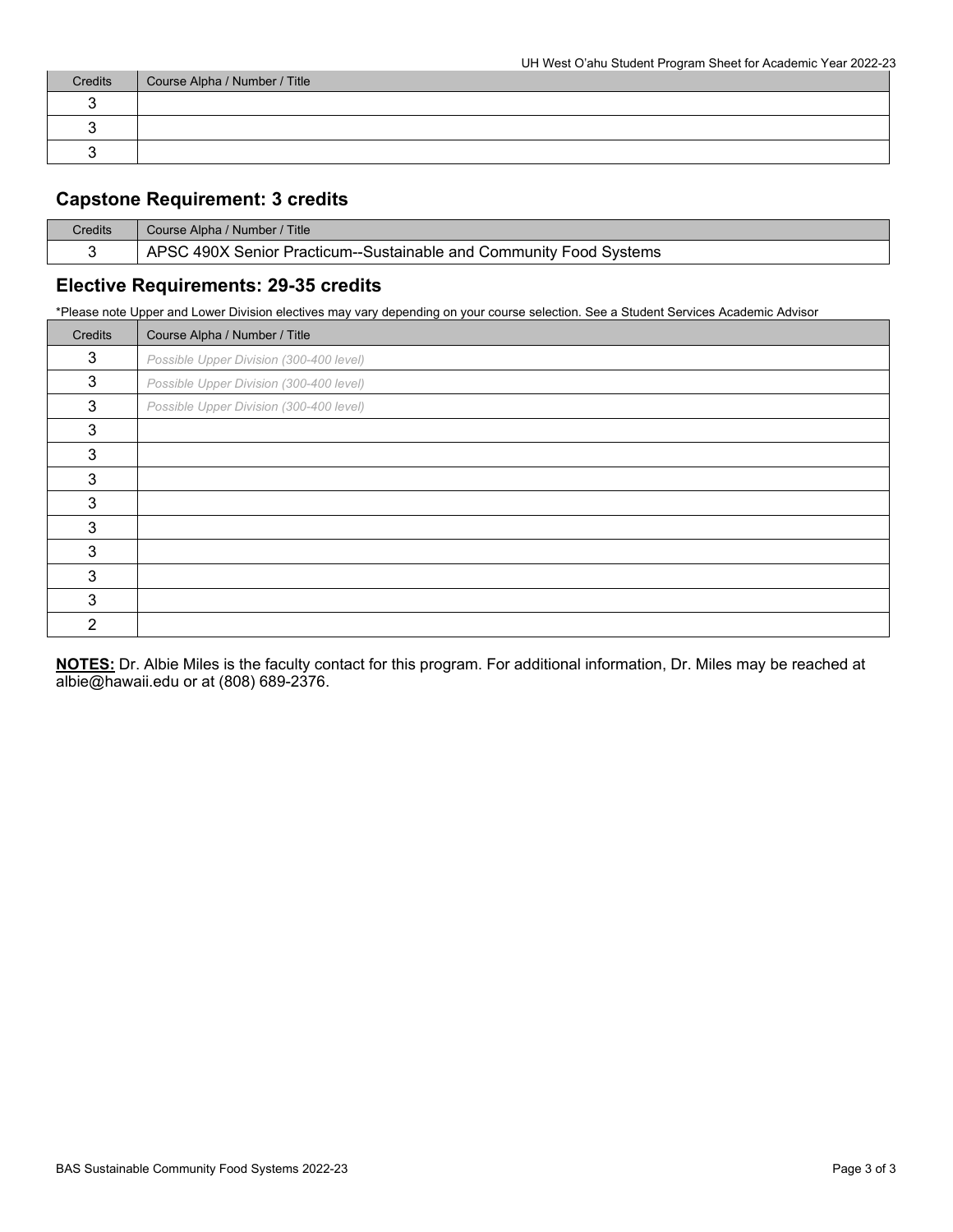| Credits | Course Alpha / Number / Title |
| --- | --- |
| 3 | |
| 3 | |
| 3 | |

## Capstone Requirement: 3 credits

| Credits | Course Alpha / Number / Title |
| --- | --- |
| 3 | APSC 490X Senior Practicum--Sustainable and Community Food Systems |

## Elective Requirements: 29-35 credits

*Please note Upper and Lower Division electives may vary depending on your course selection. See a Student Services Academic Advisor

| Credits | Course Alpha / Number / Title |
| --- | --- |
| 3 | *Possible Upper Division (300-400 level)* |
| 3 | *Possible Upper Division (300-400 level)* |
| 3 | *Possible Upper Division (300-400 level)* |
| 3 | |
| 3 | |
| 3 | |
| 3 | |
| 3 | |
| 3 | |
| 3 | |
| 3 | |
| 2 | |

**NOTES:** Dr. Albie Miles is the faculty contact for this program. For additional information, Dr. Miles may be reached at albie@hawaii.edu or at (808) 689-2376.